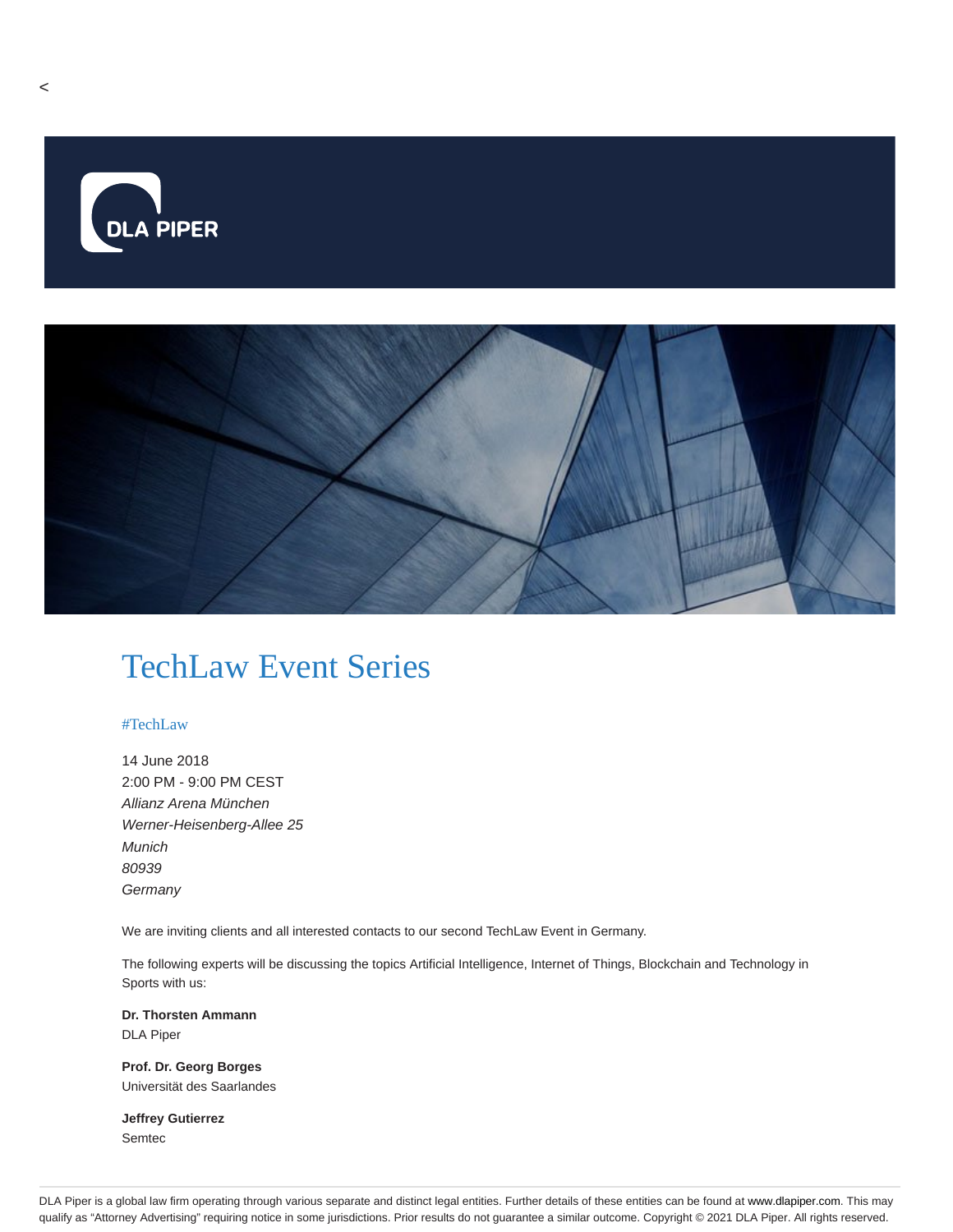# TechLaw Event Series

#TechLaw

14 June 2018
2:00 PM - 9:00 PM CEST
*Allianz Arena München*
*Werner-Heisenberg-Allee 25*
*Munich*
*80939*
*Germany*

We are inviting clients and all interested contacts to our second TechLaw Event in Germany.

The following experts will be discussing the topics Artificial Intelligence, Internet of Things, Blockchain and Technology in Sports with us:

**Dr. Thorsten Ammann**
DLA Piper

**Prof. Dr. Georg Borges**
Universität des Saarlandes

**Jeffrey Gutierrez**
Semtec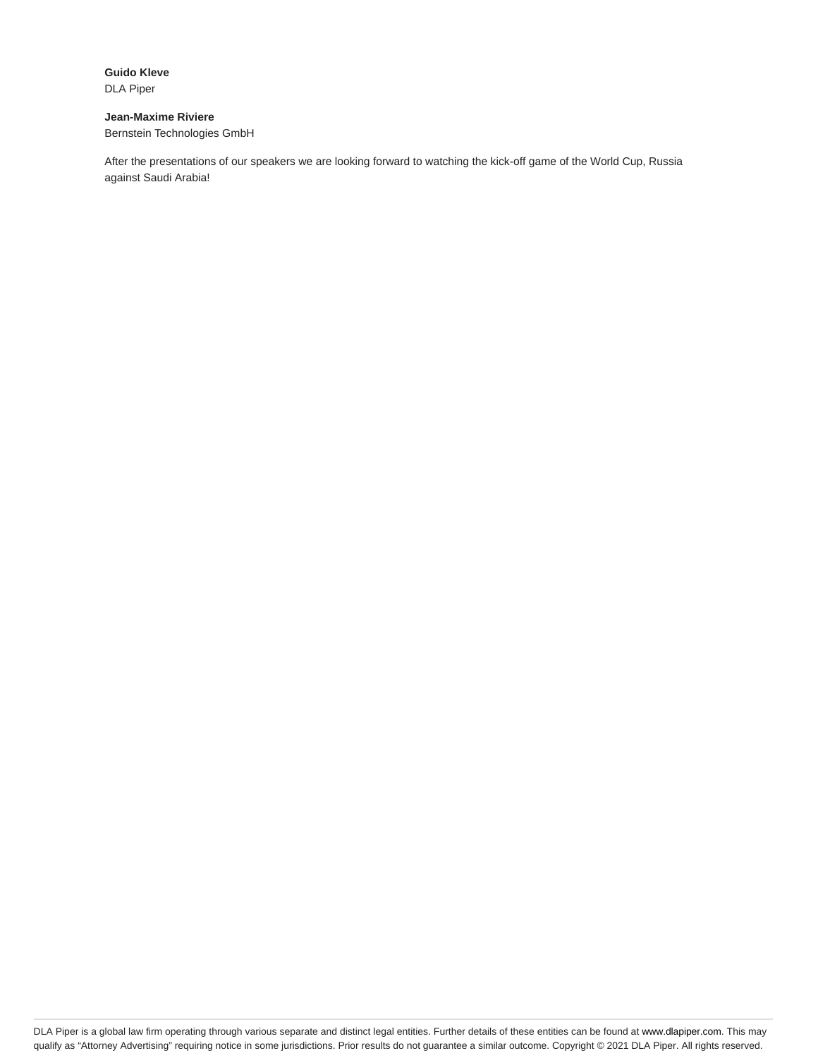**Guido Kleve**
DLA Piper

**Jean-Maxime Riviere**
Bernstein Technologies GmbH

After the presentations of our speakers we are looking forward to watching the kick-off game of the World Cup, Russia against Saudi Arabia!